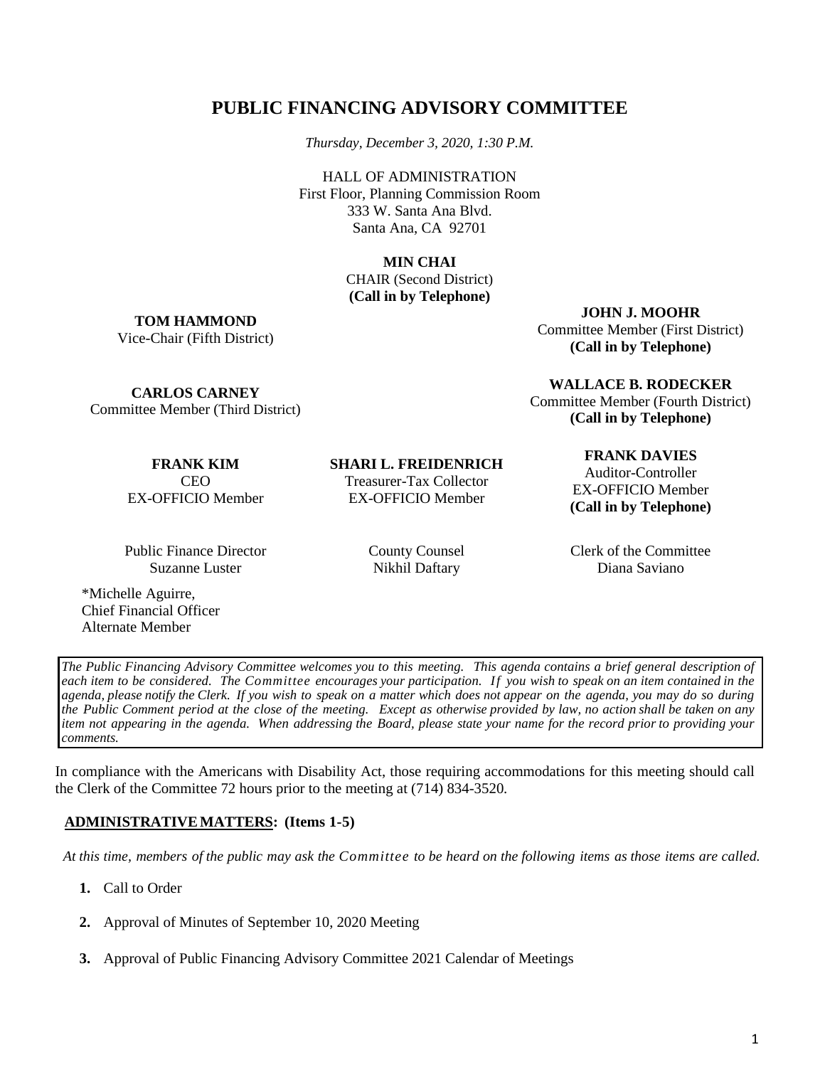# PUBLIC FINANCING ADVISORY COMMITTEE

*Thursday, December 3, 2020, 1:30 P.M.*

HALL OF ADMINISTRATION
First Floor, Planning Commission Room
333 W. Santa Ana Blvd.
Santa Ana, CA 92701

**MIN CHAI**
CHAIR (Second District)
**(Call in by Telephone)**

**TOM HAMMOND**
Vice-Chair (Fifth District)

**JOHN J. MOOHR**
Committee Member (First District)
**(Call in by Telephone)**

**CARLOS CARNEY**
Committee Member (Third District)

**WALLACE B. RODECKER**
Committee Member (Fourth District)
**(Call in by Telephone)**

**FRANK KIM**
CEO
EX-OFFICIO Member

**SHARI L. FREIDENRICH**
Treasurer-Tax Collector
EX-OFFICIO Member

**FRANK DAVIES**
Auditor-Controller
EX-OFFICIO Member
**(Call in by Telephone)**

Public Finance Director
Suzanne Luster

County Counsel
Nikhil Daftary

Clerk of the Committee
Diana Saviano

*Michelle Aguirre,
Chief Financial Officer
Alternate Member

*The Public Financing Advisory Committee welcomes you to this meeting. This agenda contains a brief general description of each item to be considered. The Committee encourages your participation. If you wish to speak on an item contained in the agenda, please notify the Clerk. If you wish to speak on a matter which does not appear on the agenda, you may do so during the Public Comment period at the close of the meeting. Except as otherwise provided by law, no action shall be taken on any item not appearing in the agenda. When addressing the Board, please state your name for the record prior to providing your comments.*

In compliance with the Americans with Disability Act, those requiring accommodations for this meeting should call the Clerk of the Committee 72 hours prior to the meeting at (714) 834-3520.

**ADMINISTRATIVE MATTERS: (Items 1-5)**

*At this time, members of the public may ask the Committee to be heard on the following items as those items are called.*

1. Call to Order

2. Approval of Minutes of September 10, 2020 Meeting

3. Approval of Public Financing Advisory Committee 2021 Calendar of Meetings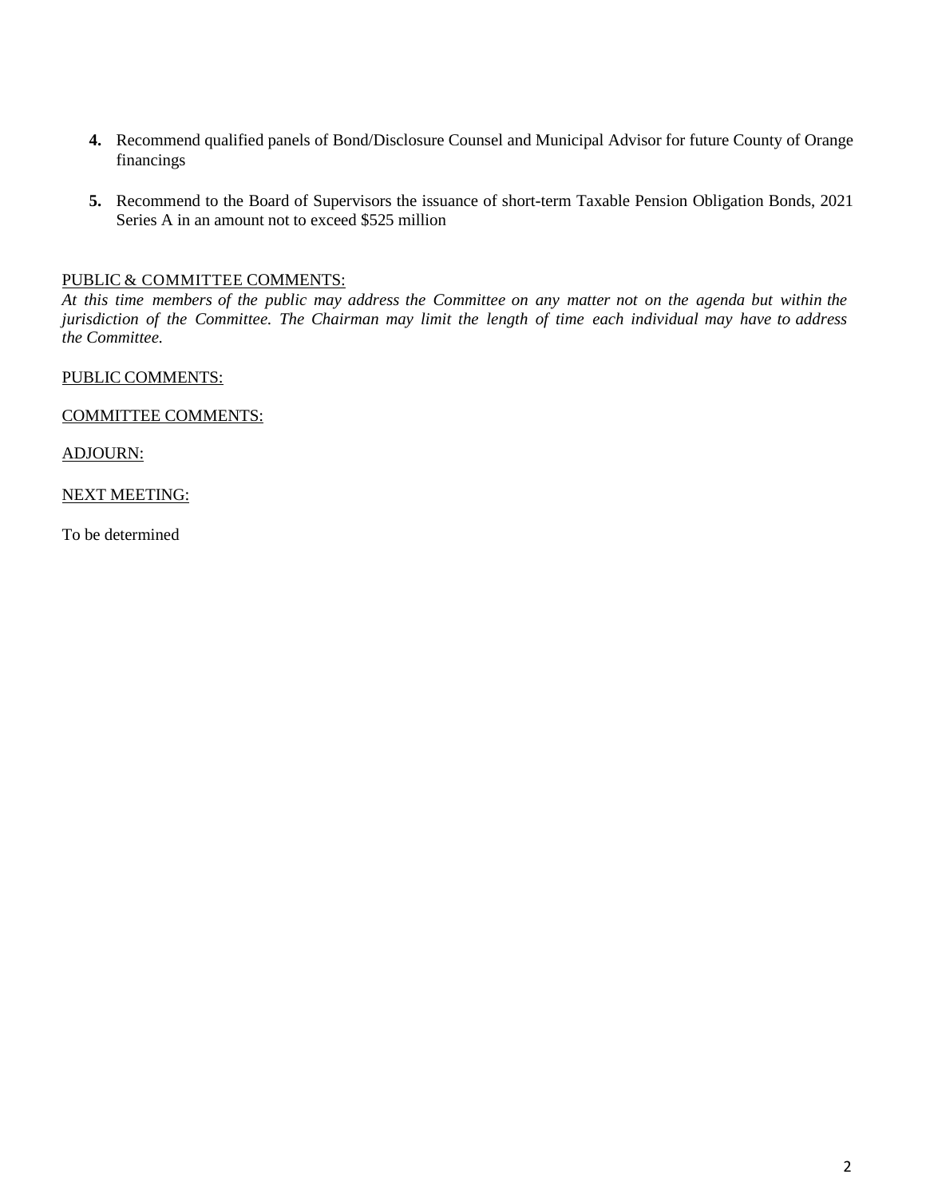4. **4.** Recommend qualified panels of Bond/Disclosure Counsel and Municipal Advisor for future County of Orange financings

5. **5.** Recommend to the Board of Supervisors the issuance of short-term Taxable Pension Obligation Bonds, 2021 Series A in an amount not to exceed $525 million

<u>PUBLIC & COMMITTEE COMMENTS:</u>

*At this time members of the public may address the Committee on any matter not on the agenda but within the jurisdiction of the Committee. The Chairman may limit the length of time each individual may have to address the Committee.*

<u>PUBLIC COMMENTS:</u>

<u>COMMITTEE COMMENTS:</u>

<u>ADJOURN:</u>

<u>NEXT MEETING:</u>

To be determined